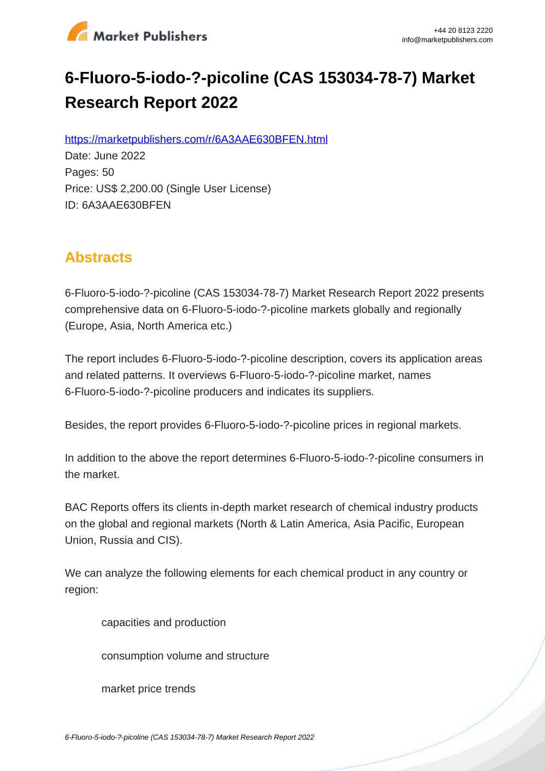# 6-Fluoro-5-iodo-?-picoline (CAS 153034-78-7) Market Research Report 2022

https://marketpublishers.com/r/6A3AAE630BFEN.html

Date: June 2022

Pages: 50

Price: US$ 2,200.00 (Single User License)

ID: 6A3AAE630BFEN

## Abstracts

6-Fluoro-5-iodo-?-picoline (CAS 153034-78-7) Market Research Report 2022 presents comprehensive data on 6-Fluoro-5-iodo-?-picoline markets globally and regionally (Europe, Asia, North America etc.)

The report includes 6-Fluoro-5-iodo-?-picoline description, covers its application areas and related patterns. It overviews 6-Fluoro-5-iodo-?-picoline market, names 6-Fluoro-5-iodo-?-picoline producers and indicates its suppliers.

Besides, the report provides 6-Fluoro-5-iodo-?-picoline prices in regional markets.

In addition to the above the report determines 6-Fluoro-5-iodo-?-picoline consumers in the market.

BAC Reports offers its clients in-depth market research of chemical industry products on the global and regional markets (North & Latin America, Asia Pacific, European Union, Russia and CIS).

We can analyze the following elements for each chemical product in any country or region:

- capacities and production
- consumption volume and structure
- market price trends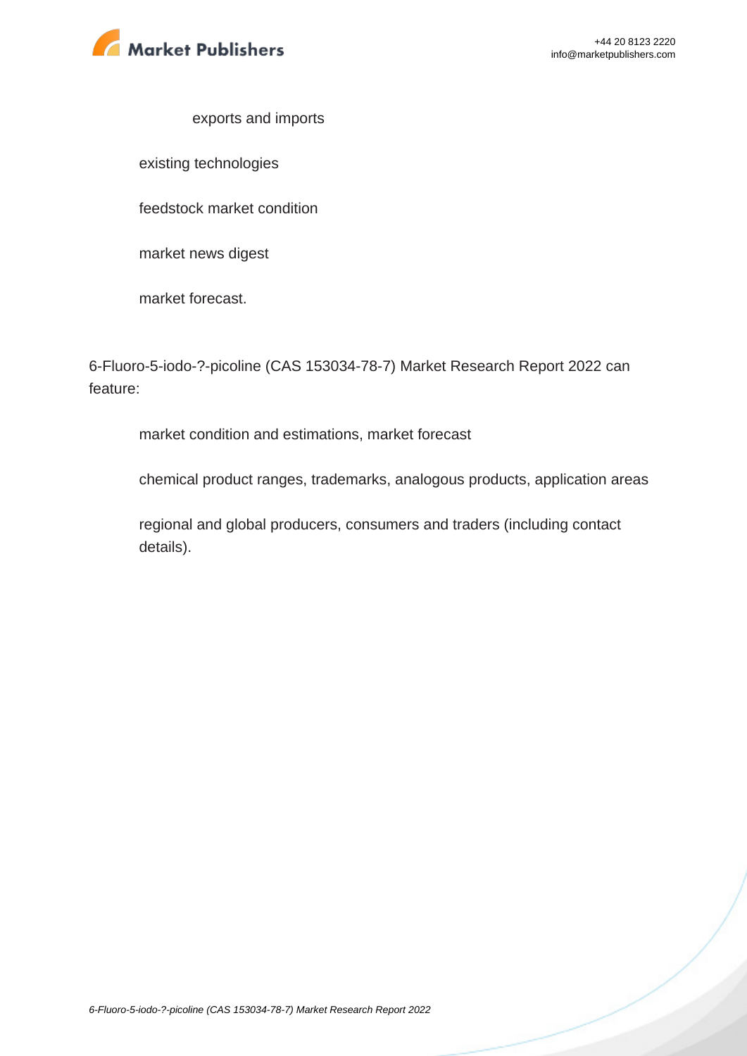- exports and imports
- existing technologies
- feedstock market condition
- market news digest
- market forecast.

6-Fluoro-5-iodo-?-picoline (CAS 153034-78-7) Market Research Report 2022 can feature:

- market condition and estimations, market forecast
- chemical product ranges, trademarks, analogous products, application areas
- regional and global producers, consumers and traders (including contact details).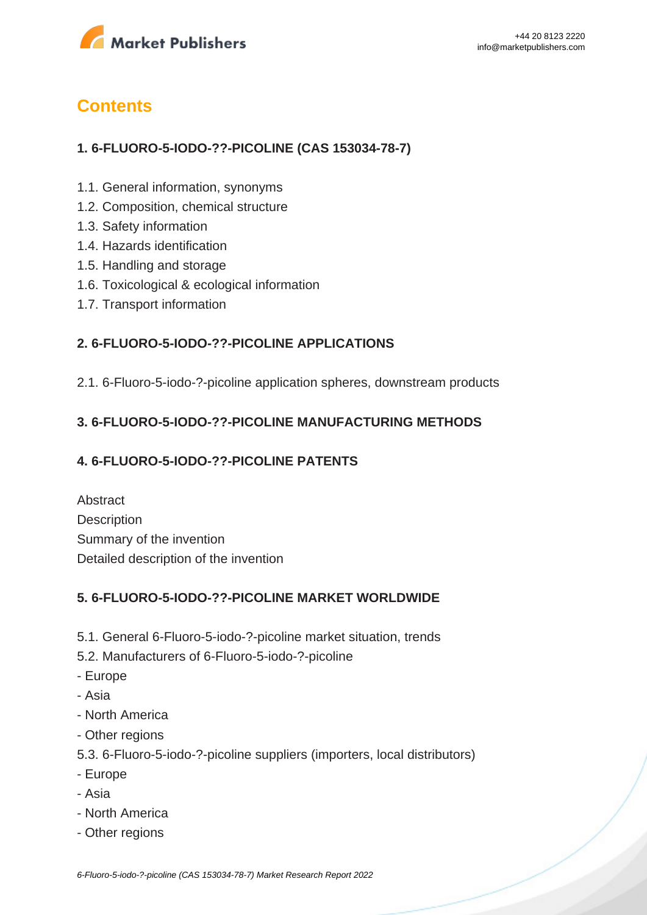## Contents

### 1. 6-FLUORO-5-IODO-??-PICOLINE (CAS 153034-78-7)

1.1. General information, synonyms
1.2. Composition, chemical structure
1.3. Safety information
1.4. Hazards identification
1.5. Handling and storage
1.6. Toxicological & ecological information
1.7. Transport information

### 2. 6-FLUORO-5-IODO-??-PICOLINE APPLICATIONS

2.1. 6-Fluoro-5-iodo-?-picoline application spheres, downstream products

### 3. 6-FLUORO-5-IODO-??-PICOLINE MANUFACTURING METHODS

### 4. 6-FLUORO-5-IODO-??-PICOLINE PATENTS

Abstract
Description
Summary of the invention
Detailed description of the invention

### 5. 6-FLUORO-5-IODO-??-PICOLINE MARKET WORLDWIDE

5.1. General 6-Fluoro-5-iodo-?-picoline market situation, trends
5.2. Manufacturers of 6-Fluoro-5-iodo-?-picoline
- Europe
- Asia
- North America
- Other regions

5.3. 6-Fluoro-5-iodo-?-picoline suppliers (importers, local distributors)
- Europe
- Asia
- North America
- Other regions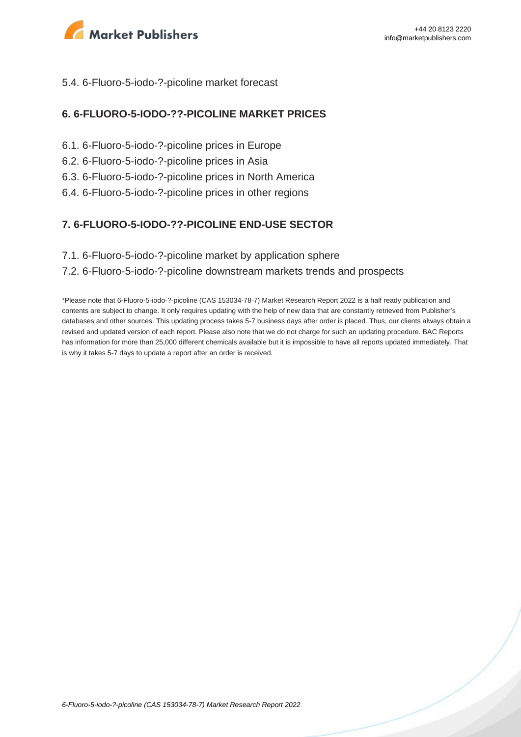5.4. 6-Fluoro-5-iodo-?-picoline market forecast

## 6. 6-FLUORO-5-IODO-??-PICOLINE MARKET PRICES

6.1. 6-Fluoro-5-iodo-?-picoline prices in Europe
6.2. 6-Fluoro-5-iodo-?-picoline prices in Asia
6.3. 6-Fluoro-5-iodo-?-picoline prices in North America
6.4. 6-Fluoro-5-iodo-?-picoline prices in other regions

## 7. 6-FLUORO-5-IODO-??-PICOLINE END-USE SECTOR

7.1. 6-Fluoro-5-iodo-?-picoline market by application sphere
7.2. 6-Fluoro-5-iodo-?-picoline downstream markets trends and prospects

*Please note that 6-Fluoro-5-iodo-?-picoline (CAS 153034-78-7) Market Research Report 2022 is a half ready publication and contents are subject to change. It only requires updating with the help of new data that are constantly retrieved from Publisher's databases and other sources. This updating process takes 5-7 business days after order is placed. Thus, our clients always obtain a revised and updated version of each report. Please also note that we do not charge for such an updating procedure. BAC Reports has information for more than 25,000 different chemicals available but it is impossible to have all reports updated immediately. That is why it takes 5-7 days to update a report after an order is received.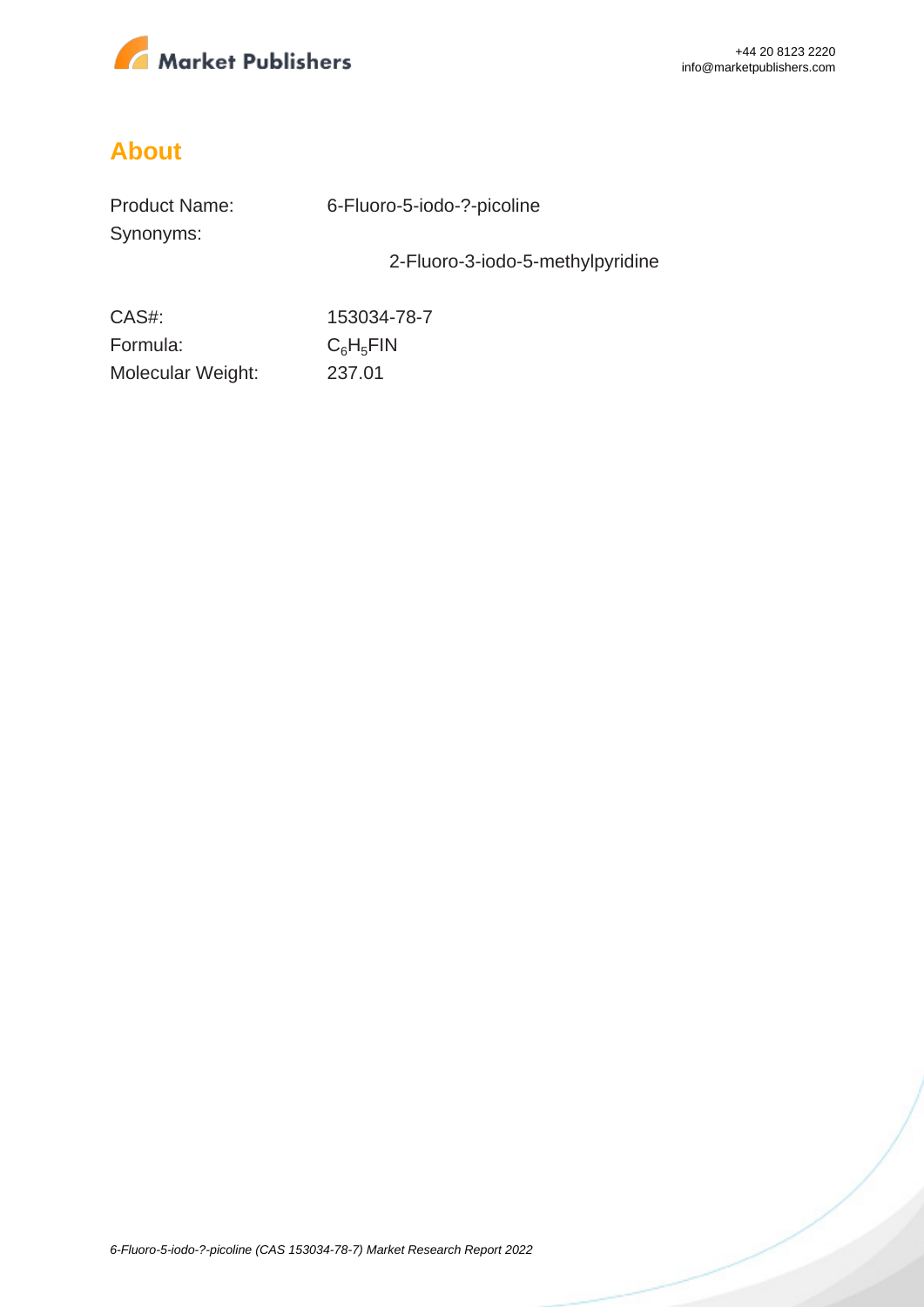## About

| | |
|---|---|
| Product Name: | 6-Fluoro-5-iodo-?-picoline |
| Synonyms: | 2-Fluoro-3-iodo-5-methylpyridine |
| CAS#: | 153034-78-7 |
| Formula: | $C_6H_5FIN$ |
| Molecular Weight: | 237.01 |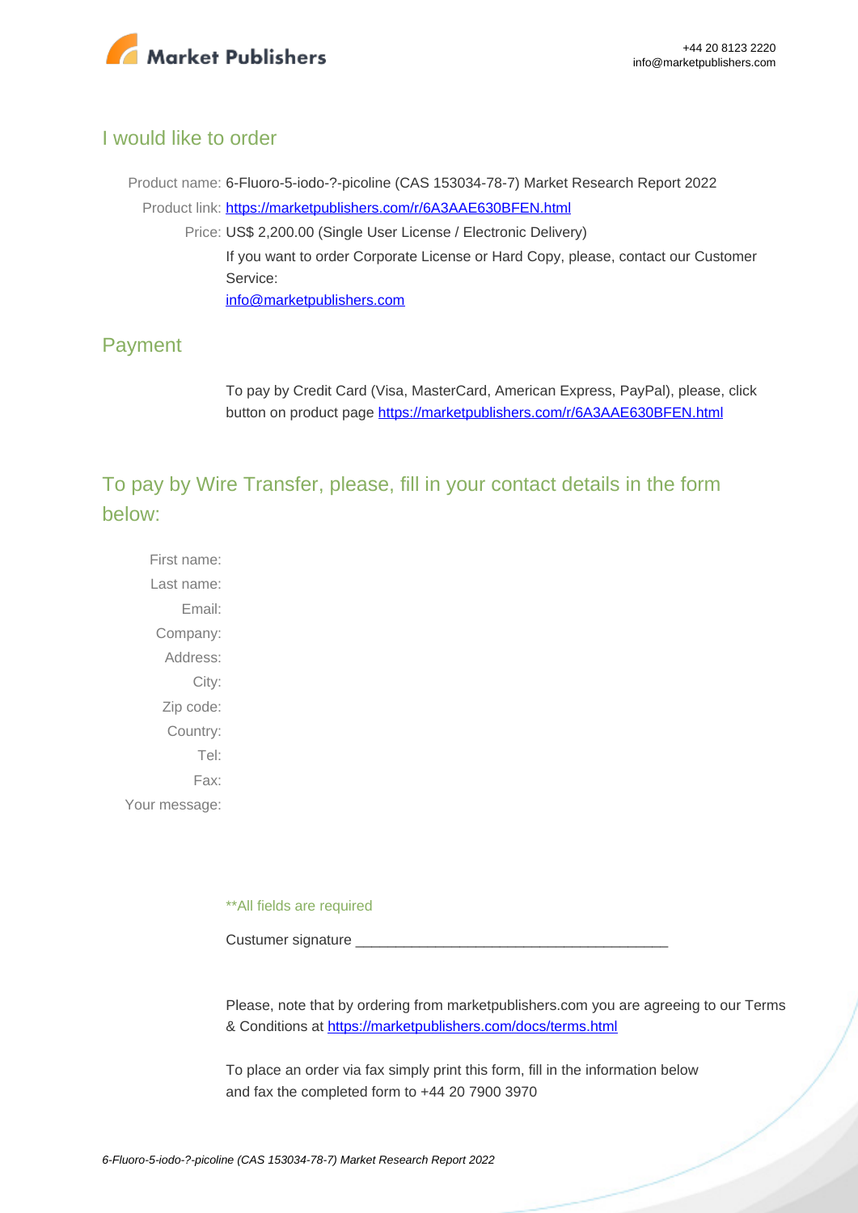## I would like to order

Product name: 6-Fluoro-5-iodo-?-picoline (CAS 153034-78-7) Market Research Report 2022

Product link: https://marketpublishers.com/r/6A3AAE630BFEN.html

Price: US$ 2,200.00 (Single User License / Electronic Delivery)

If you want to order Corporate License or Hard Copy, please, contact our Customer Service:

info@marketpublishers.com

## Payment

To pay by Credit Card (Visa, MasterCard, American Express, PayPal), please, click button on product page https://marketpublishers.com/r/6A3AAE630BFEN.html

## To pay by Wire Transfer, please, fill in your contact details in the form below:

First name:

Last name:

Email:

Company:

Address:

City:

Zip code:

Country:

Tel:

Fax:

Your message:

**All fields are required

Custumer signature _______________________________________

Please, note that by ordering from marketpublishers.com you are agreeing to our Terms & Conditions at https://marketpublishers.com/docs/terms.html

To place an order via fax simply print this form, fill in the information below and fax the completed form to +44 20 7900 3970